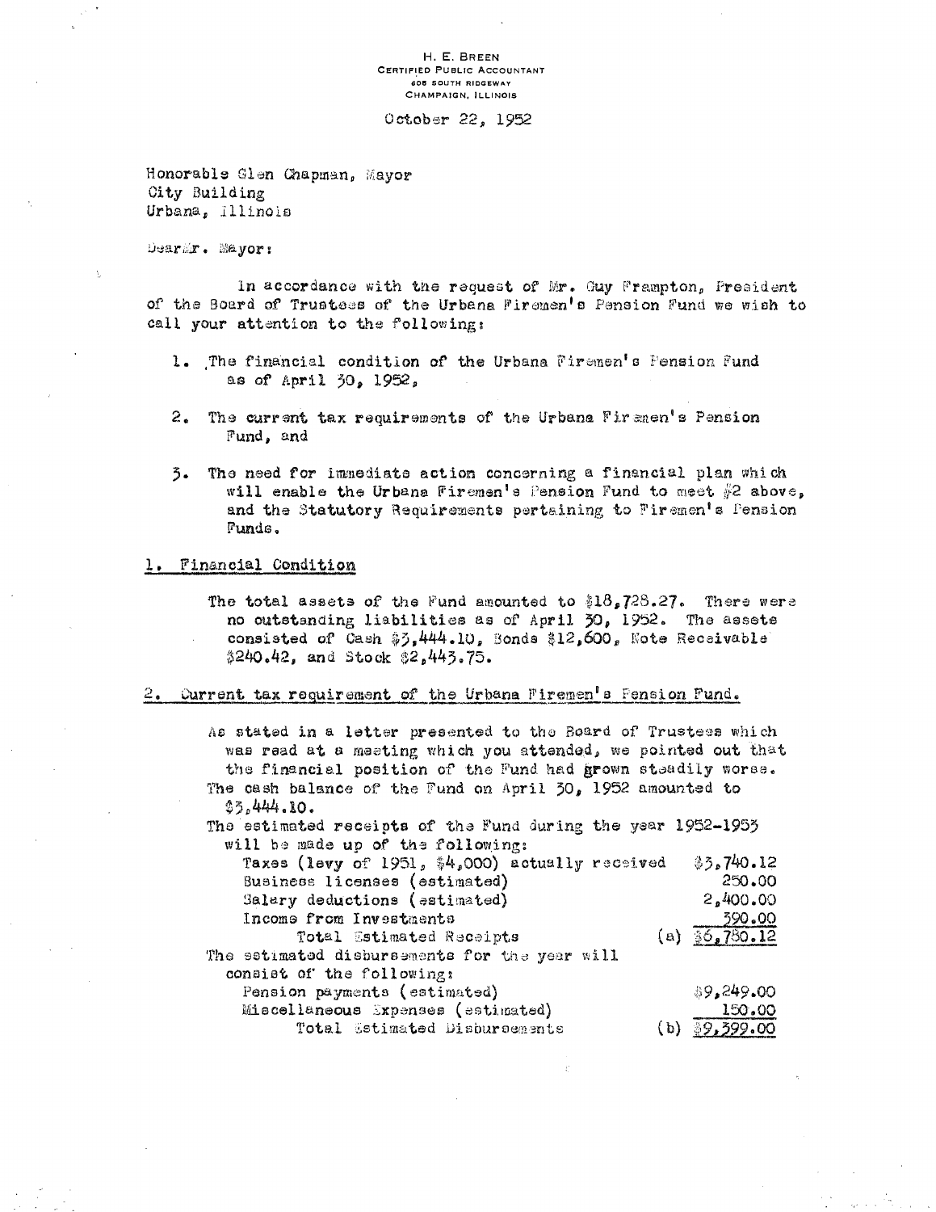H. E. BREEN
CERTIFIED PUBLIC ACCOUNTANT
608 SOUTH RIDGEWAY
CHAMPAIGN, ILLINOIS

October 22, 1952

Honorable Glen Chapman, Mayor
City Building
Urbana, Illinois

Dear Mr. Mayor:

In accordance with the request of Mr. Guy Frampton, President of the Board of Trustees of the Urbana Firemen's Pension Fund we wish to call your attention to the following:

1. The financial condition of the Urbana Firemen's Pension Fund as of April 30, 1952,

2. The current tax requirements of the Urbana Firemen's Pension Fund, and

3. The need for immediate action concerning a financial plan which will enable the Urbana Firemen's Pension Fund to meet #2 above, and the Statutory Requirements pertaining to Firemen's Pension Funds.

## 1. Financial Condition

The total assets of the Fund amounted to $18,728.27. There were no outstanding liabilities as of April 30, 1952. The assets consisted of Cash $3,444.10, Bonds $12,600, Note Receivable $240.42, and Stock $2,443.75.

## 2. Current tax requirement of the Urbana Firemen's Pension Fund.

As stated in a letter presented to the Board of Trustees which was read at a meeting which you attended, we pointed out that the financial position of the Fund had grown steadily worse. The cash balance of the Fund on April 30, 1952 amounted to $3,444.10.

The estimated receipts of the Fund during the year 1952-1953 will be made up of the following:

| | |
|---|---|
| Taxes (levy of 1951, $4,000) actually received | $3,740.12 |
| Business licenses (estimated) | 250.00 |
| Salary deductions (estimated) | 2,400.00 |
| Income from Investments | 390.00 |
| Total Estimated Receipts | (a) $6,780.12 |

The estimated disbursements for the year will consist of the following:

| | |
|---|---|
| Pension payments (estimated) | $9,249.00 |
| Miscellaneous Expenses (estimated) | 150.00 |
| Total Estimated Disbursements | (b) $9,399.00 |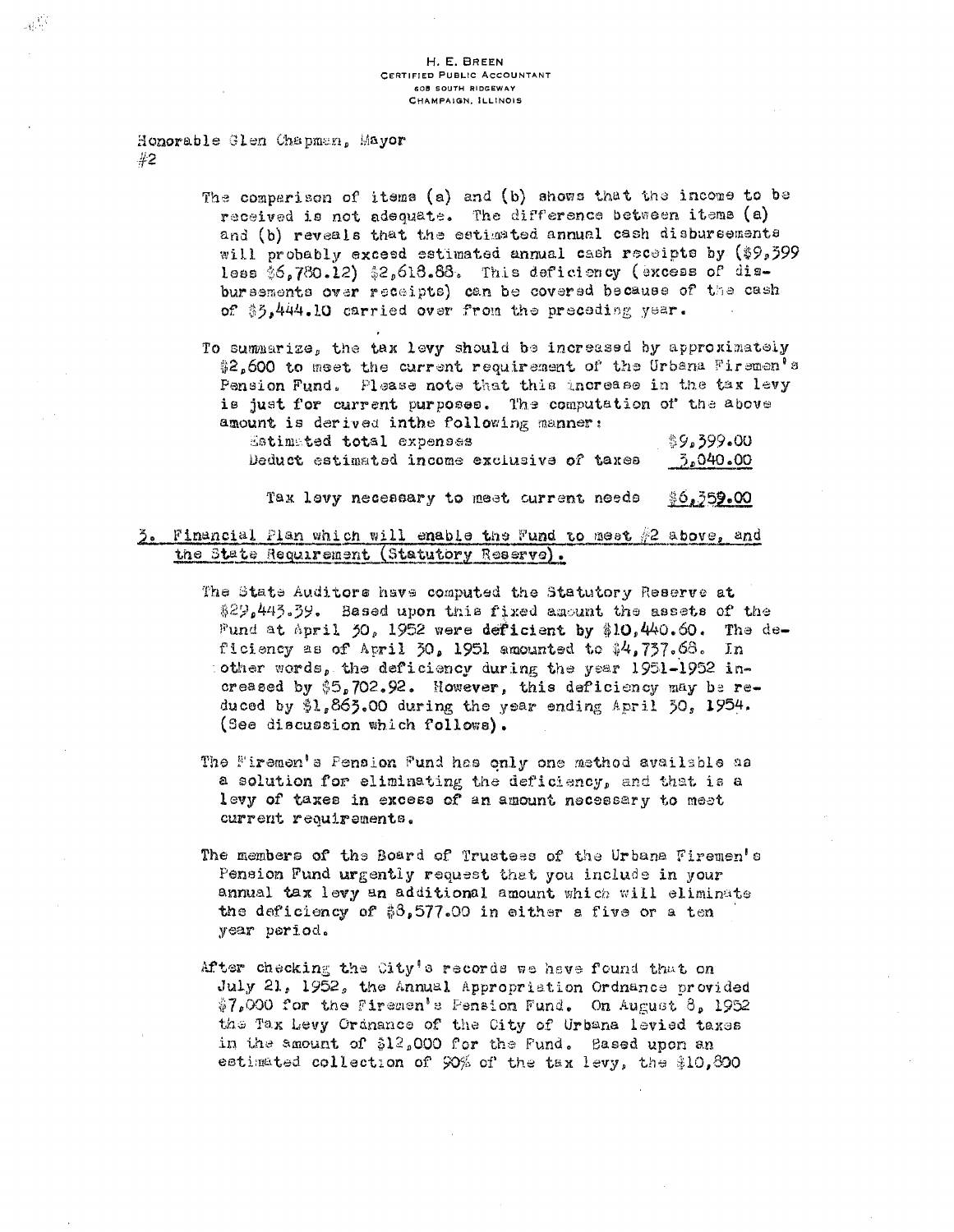H. E. BREEN
CERTIFIED PUBLIC ACCOUNTANT
608 SOUTH RIDGEWAY
CHAMPAIGN, ILLINOIS

Honorable Glen Chapman, Mayor
#2

The comparison of items (a) and (b) shows that the income to be received is not adequate. The difference between items (a) and (b) reveals that the estimated annual cash disbursements will probably exceed estimated annual cash receipts by ($9,399 less $6,780.12) $2,618.88. This deficiency (excess of disbursements over receipts) can be covered because of the cash of $3,444.10 carried over from the preceding year.

To summarize, the tax levy should be increased by approximately $2,600 to meet the current requirement of the Urbana Firemen's Pension Fund. Please note that this increase in the tax levy is just for current purposes. The computation of the above amount is derived inthe following manner:

| | |
|---|---|
| Estimated total expenses | $9,399.00 |
| Deduct estimated income exclusive of taxes | 3,040.00 |
| Tax levy necessary to meet current needs | $6,359.00 |

3. Financial Plan which will enable the Fund to meet #2 above, and the State Requirement (Statutory Reserve).

The State Auditors have computed the Statutory Reserve at $29,443.39. Based upon this fixed amount the assets of the Fund at April 30, 1952 were deficient by $10,440.60. The deficiency as of April 30, 1951 amounted to $4,737.68. In other words, the deficiency during the year 1951-1952 increased by $5,702.92. However, this deficiency may be reduced by $1,863.00 during the year ending April 30, 1954. (See discussion which follows).

The Firemen's Pension Fund has only one method available as a solution for eliminating the deficiency, and that is a levy of taxes in excess of an amount necessary to meet current requirements.

The members of the Board of Trustees of the Urbana Firemen's Pension Fund urgently request that you include in your annual tax levy an additional amount which will eliminate the deficiency of $8,577.00 in either a five or a ten year period.

After checking the City's records we have found that on July 21, 1952, the Annual Appropriation Ordnance provided $7,000 for the Firemen's Pension Fund. On August 8, 1952 the Tax Levy Ordnance of the City of Urbana levied taxes in the amount of $12,000 for the Fund. Based upon an estimated collection of 90% of the tax levy, the $10,800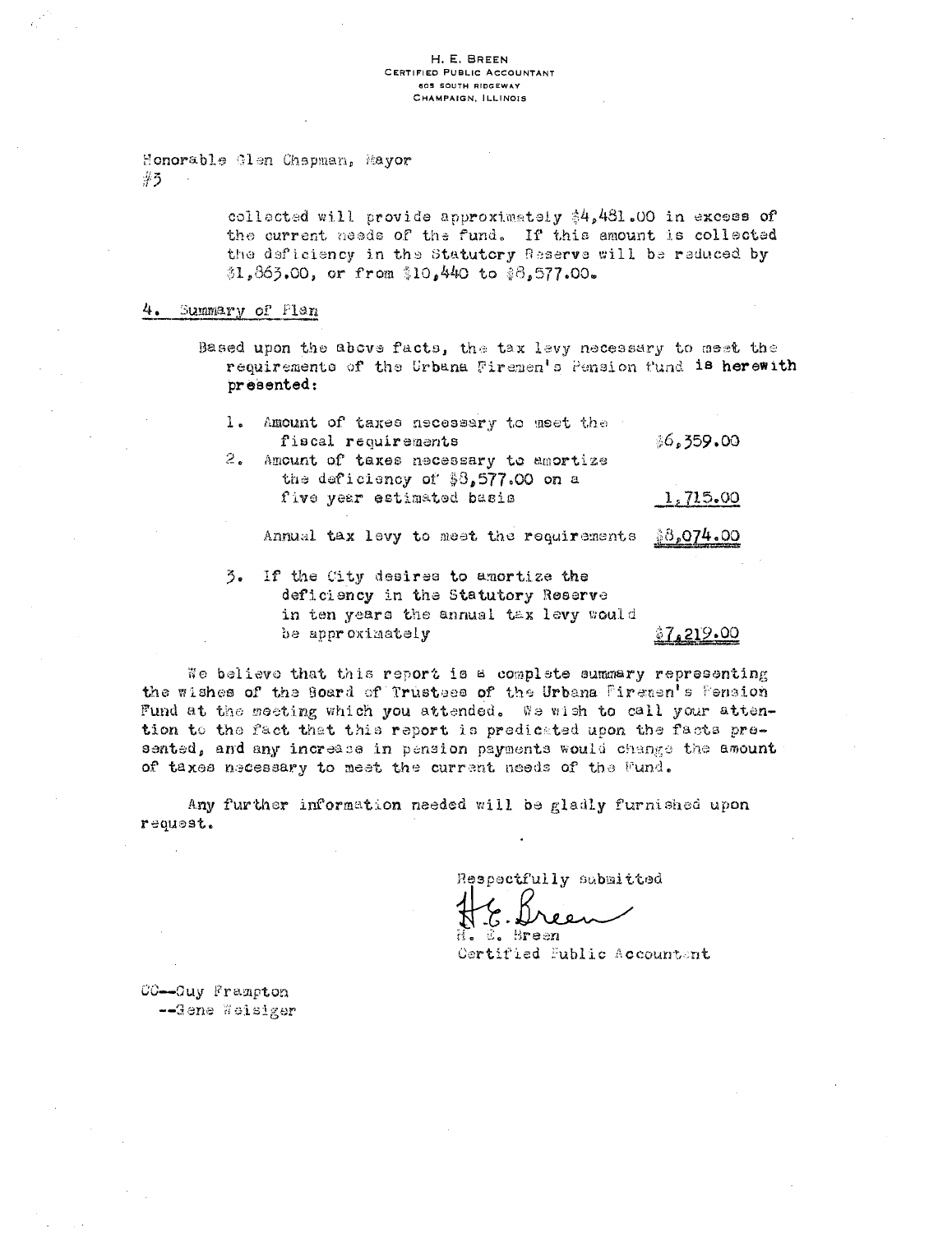H. E. BREEN
CERTIFIED PUBLIC ACCOUNTANT
605 SOUTH RIDGEWAY
CHAMPAIGN, ILLINOIS

Honorable Glen Chapman, Mayor
#3

collected will provide approximately $4,481.00 in excess of the current needs of the fund. If this amount is collected the deficiency in the Statutory Reserve will be reduced by $1,863.00, or from $10,440 to $8,577.00.

4. Summary of Plan

Based upon the above facts, the tax levy necessary to meet the requirements of the Urbana Firemen's Pension Fund **is herewith presented:**

| | |
|---|---|
| 1. Amount of taxes necessary to meet the fiscal requirements | $6,359.00 |
| 2. Amount of taxes necessary to amortize the deficiency of $8,577.00 on a five year estimated basis | 1,715.00 |
| Annual tax levy to meet the requirements | $8,074.00 |
| 3. If the City desires to amortize the deficiency in the Statutory Reserve in ten years the annual tax levy would be approximately | $7,219.00 |

We believe that this report is a complete summary representing the wishes of the Board of Trustees of the Urbana Firemen's Pension Fund at the meeting which you attended. We wish to call your attention to the fact that this report is predicated upon the facts presented, and any increase in pension payments would change the amount of taxes necessary to meet the current needs of the Fund.

Any further information needed will be gladly furnished upon request.

Respectfully submitted

H. E. Breen

H. E. Breen
Certified Public Accountant

CC--Guy Frampton
--Gene Weisiger